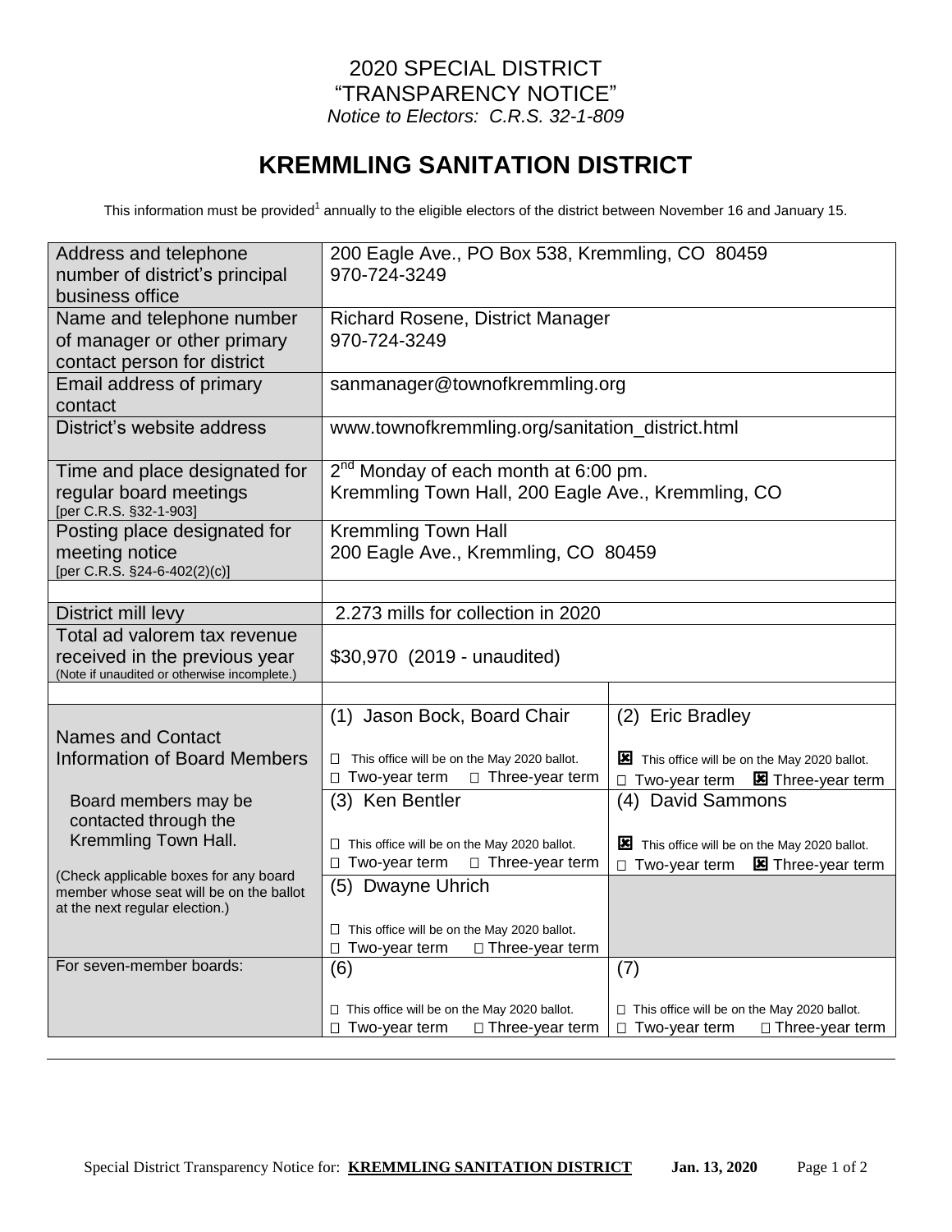# 2020 SPECIAL DISTRICT "TRANSPARENCY NOTICE"

*Notice to Electors: C.R.S. 32-1-809*

# KREMMLING SANITATION DISTRICT

This information must be provided[1] annually to the eligible electors of the district between November 16 and January 15.

| | | |
|---|---|---|
| Address and telephone number of district's principal business office | 200 Eagle Ave., PO Box 538, Kremmling, CO 80459<br>970-724-3249 | |
| Name and telephone number of manager or other primary contact person for district | Richard Rosene, District Manager<br>970-724-3249 | |
| Email address of primary contact | sanmanager@townofkremmling.org | |
| District's website address | www.townofkremmling.org/sanitation_district.html | |
| Time and place designated for regular board meetings [per C.R.S. §32-1-903] | 2nd Monday of each month at 6:00 pm.<br>Kremmling Town Hall, 200 Eagle Ave., Kremmling, CO | |
| Posting place designated for meeting notice [per C.R.S. §24-6-402(2)(c)] | Kremmling Town Hall<br>200 Eagle Ave., Kremmling, CO 80459 | |
| | | |
| District mill levy | 2.273 mills for collection in 2020 | |
| Total ad valorem tax revenue received in the previous year (Note if unaudited or otherwise incomplete.) | $30,970 (2019 - unaudited) | |
| | | |
| Names and Contact Information of Board Members<br><br>Board members may be contacted through the Kremmling Town Hall.<br><br>(Check applicable boxes for any board member whose seat will be on the ballot at the next regular election.) | (1) Jason Bock, Board Chair<br>☐ This office will be on the May 2020 ballot.<br>☐ Two-year term ☐ Three-year term | (2) Eric Bradley<br>☒ This office will be on the May 2020 ballot.<br>☐ Two-year term ☒ Three-year term |
| | (3) Ken Bentler<br>☐ This office will be on the May 2020 ballot.<br>☐ Two-year term ☐ Three-year term | (4) David Sammons<br>☒ This office will be on the May 2020 ballot.<br>☐ Two-year term ☒ Three-year term |
| | (5) Dwayne Uhrich<br>☐ This office will be on the May 2020 ballot.<br>☐ Two-year term ☐ Three-year term | |
| For seven-member boards: | (6)<br>☐ This office will be on the May 2020 ballot.<br>☐ Two-year term ☐ Three-year term | (7)<br>☐ This office will be on the May 2020 ballot.<br>☐ Two-year term ☐ Three-year term |

Special District Transparency Notice for: **KREMMLING SANITATION DISTRICT** **Jan. 13, 2020**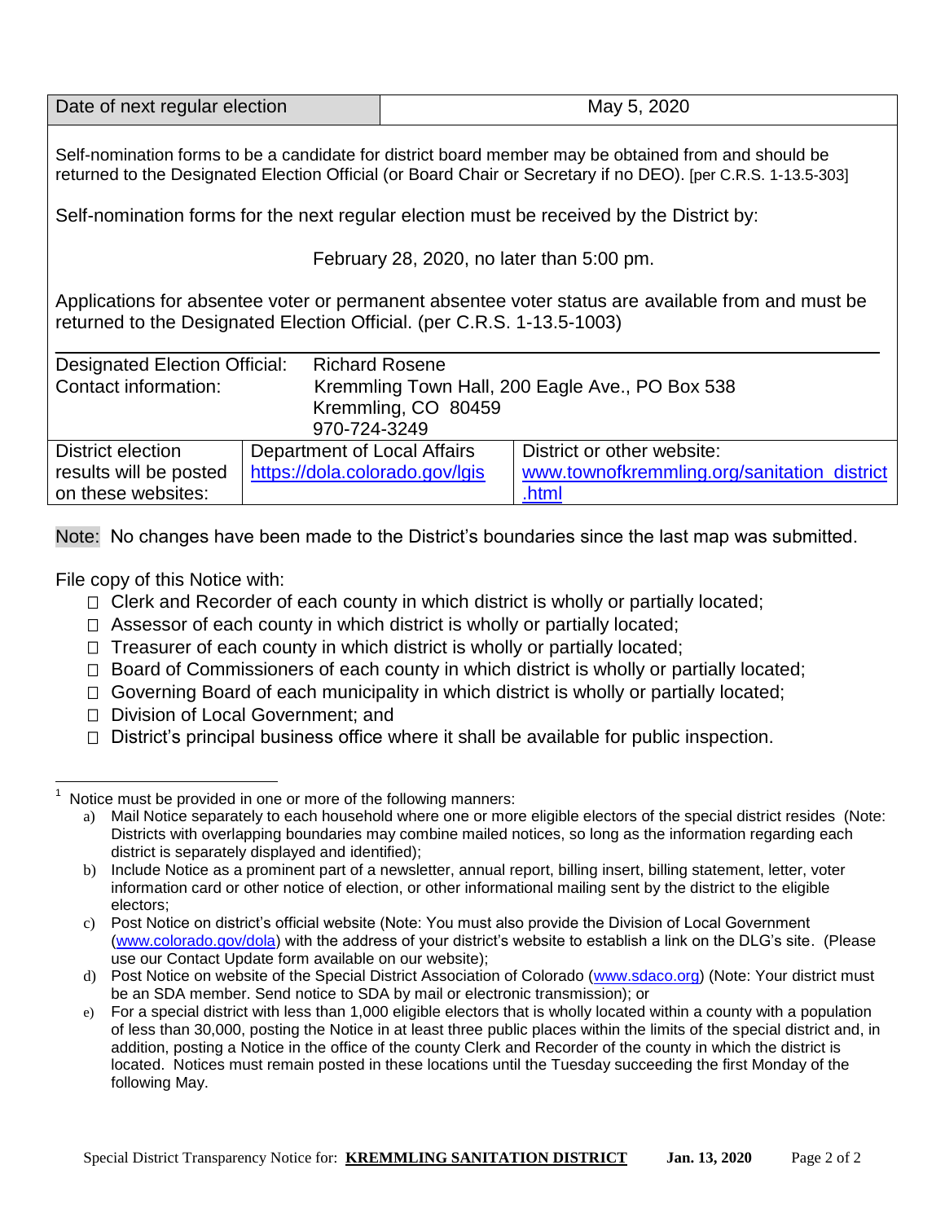| Date of next regular election | May 5, 2020 |
|---|---|

Self-nomination forms to be a candidate for district board member may be obtained from and should be returned to the Designated Election Official (or Board Chair or Secretary if no DEO). [per C.R.S. 1-13.5-303]

Self-nomination forms for the next regular election must be received by the District by:

February 28, 2020, no later than 5:00 pm.

Applications for absentee voter or permanent absentee voter status are available from and must be returned to the Designated Election Official. (per C.R.S. 1-13.5-1003)

| | |
|---|---|
| Designated Election Official: | Richard Rosene |
| Contact information: | Kremmling Town Hall, 200 Eagle Ave., PO Box 538<br>Kremmling, CO 80459<br>970-724-3249 |

| | | |
|---|---|---|
| District election results will be posted on these websites: | Department of Local Affairs<br>https://dola.colorado.gov/lgis | District or other website:<br>www.townofkremmling.org/sanitation_district.html |

Note: No changes have been made to the District's boundaries since the last map was submitted.

File copy of this Notice with:

- ☐ Clerk and Recorder of each county in which district is wholly or partially located;
- ☐ Assessor of each county in which district is wholly or partially located;
- ☐ Treasurer of each county in which district is wholly or partially located;
- ☐ Board of Commissioners of each county in which district is wholly or partially located;
- ☐ Governing Board of each municipality in which district is wholly or partially located;
- ☐ Division of Local Government; and
- ☐ District's principal business office where it shall be available for public inspection.

---

[1] Notice must be provided in one or more of the following manners:

a) Mail Notice separately to each household where one or more eligible electors of the special district resides (Note: Districts with overlapping boundaries may combine mailed notices, so long as the information regarding each district is separately displayed and identified);

b) Include Notice as a prominent part of a newsletter, annual report, billing insert, billing statement, letter, voter information card or other notice of election, or other informational mailing sent by the district to the eligible electors;

c) Post Notice on district's official website (Note: You must also provide the Division of Local Government (www.colorado.gov/dola) with the address of your district's website to establish a link on the DLG's site. (Please use our Contact Update form available on our website);

d) Post Notice on website of the Special District Association of Colorado (www.sdaco.org) (Note: Your district must be an SDA member. Send notice to SDA by mail or electronic transmission); or

e) For a special district with less than 1,000 eligible electors that is wholly located within a county with a population of less than 30,000, posting the Notice in at least three public places within the limits of the special district and, in addition, posting a Notice in the office of the county Clerk and Recorder of the county in which the district is located. Notices must remain posted in these locations until the Tuesday succeeding the first Monday of the following May.